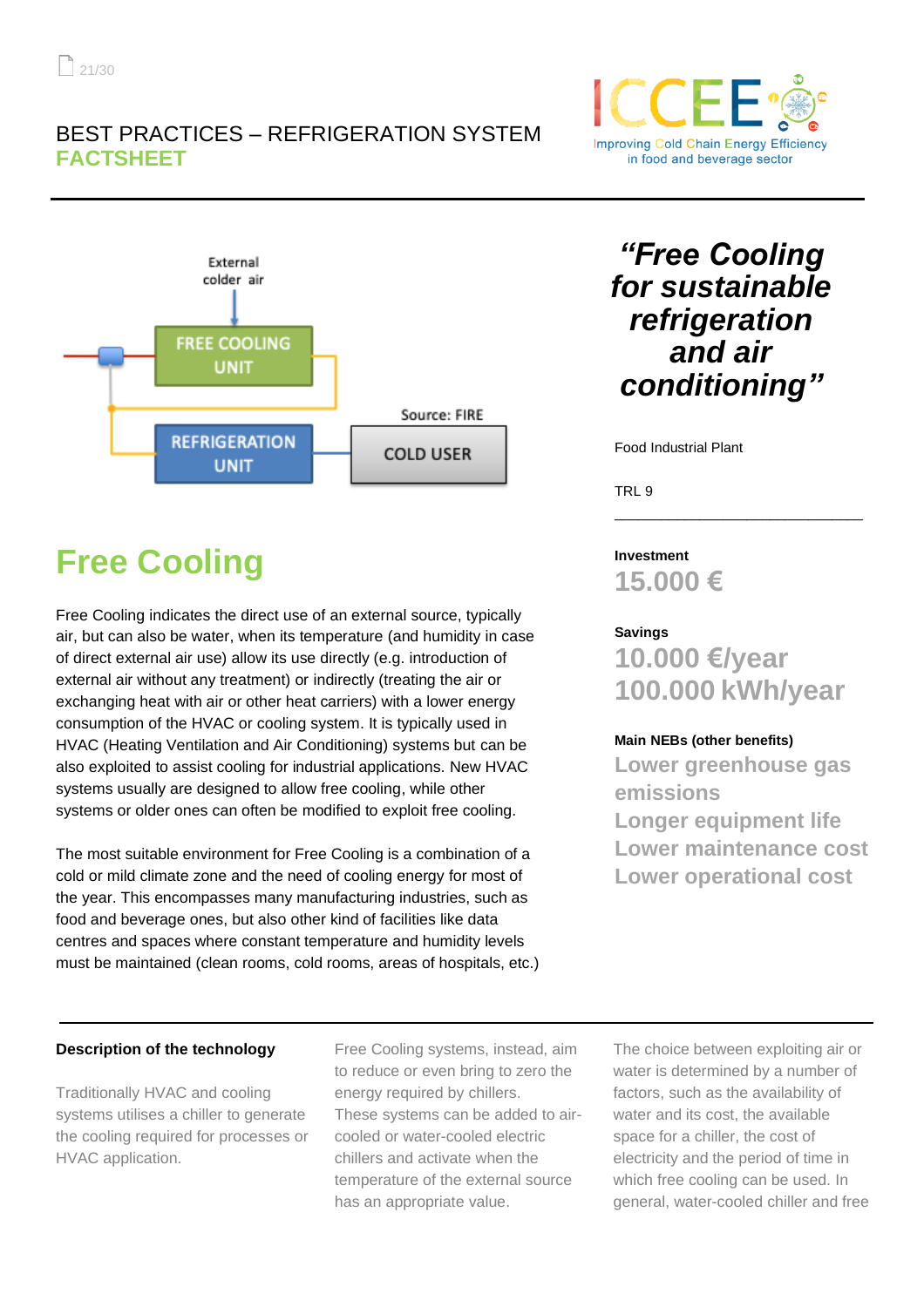BEST PRACTICES – REFRIGERATION SYSTEM
**FACTSHEET**

External colder air

FREE COOLING UNIT

REFRIGERATION UNIT

COLD USER

Source: FIRE

***"Free Cooling for sustainable refrigeration and air conditioning"***

Food Industrial Plant

TRL 9

**Investment**
**15.000 €**

**Savings**
**10.000 €/year**
**100.000 kWh/year**

**Main NEBs (other benefits)**
**Lower greenhouse gas emissions**
**Longer equipment life**
**Lower maintenance cost**
**Lower operational cost**

# Free Cooling

Free Cooling indicates the direct use of an external source, typically air, but can also be water, when its temperature (and humidity in case of direct external air use) allow its use directly (e.g. introduction of external air without any treatment) or indirectly (treating the air or exchanging heat with air or other heat carriers) with a lower energy consumption of the HVAC or cooling system. It is typically used in HVAC (Heating Ventilation and Air Conditioning) systems but can be also exploited to assist cooling for industrial applications. New HVAC systems usually are designed to allow free cooling, while other systems or older ones can often be modified to exploit free cooling.

The most suitable environment for Free Cooling is a combination of a cold or mild climate zone and the need of cooling energy for most of the year. This encompasses many manufacturing industries, such as food and beverage ones, but also other kind of facilities like data centres and spaces where constant temperature and humidity levels must be maintained (clean rooms, cold rooms, areas of hospitals, etc.)

**Description of the technology**

Traditionally HVAC and cooling systems utilises a chiller to generate the cooling required for processes or HVAC application.

Free Cooling systems, instead, aim to reduce or even bring to zero the energy required by chillers. These systems can be added to air-cooled or water-cooled electric chillers and activate when the temperature of the external source has an appropriate value.

The choice between exploiting air or water is determined by a number of factors, such as the availability of water and its cost, the available space for a chiller, the cost of electricity and the period of time in which free cooling can be used. In general, water-cooled chiller and free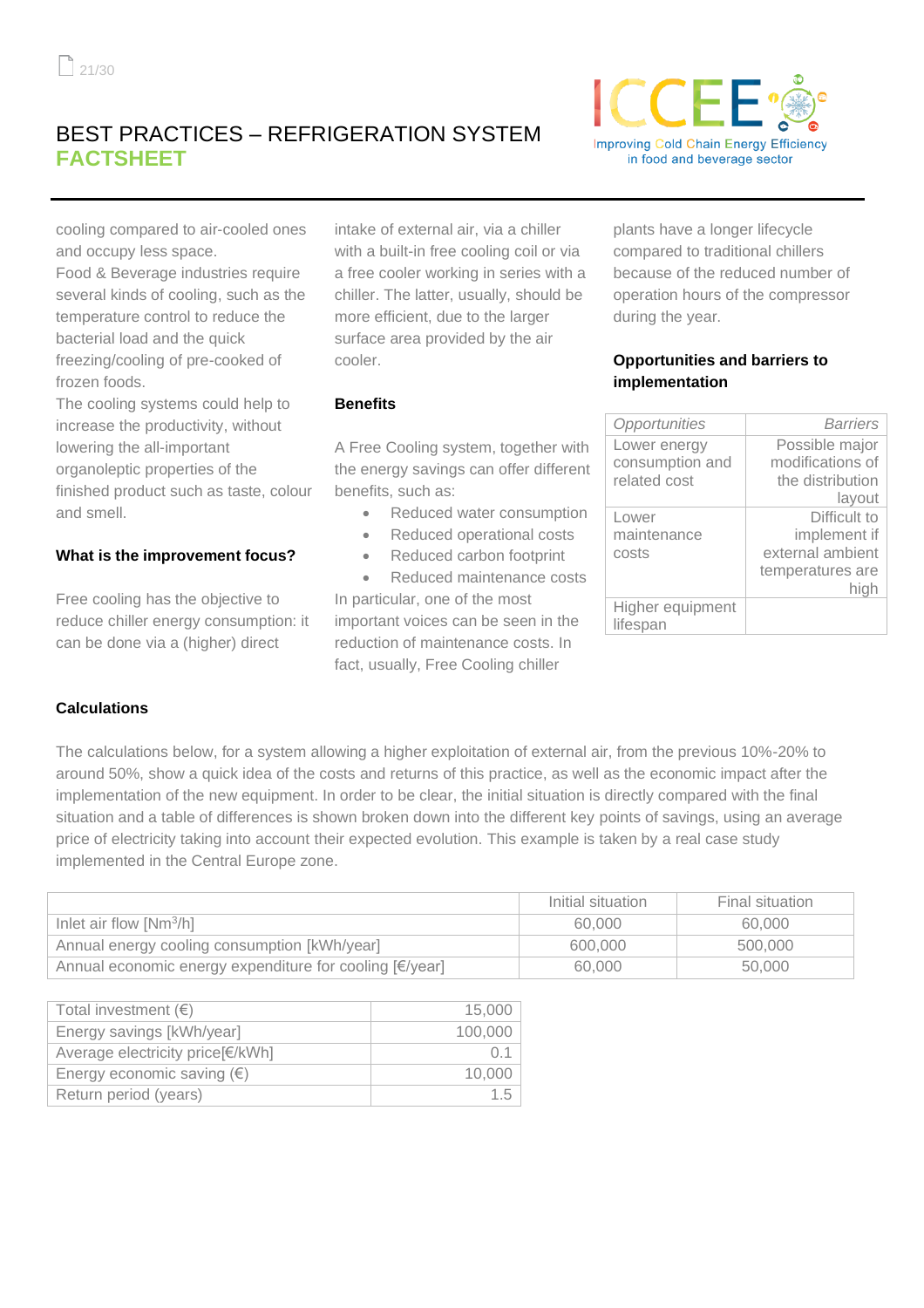# BEST PRACTICES – REFRIGERATION SYSTEM
## FACTSHEET

cooling compared to air-cooled ones and occupy less space.
Food & Beverage industries require several kinds of cooling, such as the temperature control to reduce the bacterial load and the quick freezing/cooling of pre-cooked of frozen foods.
The cooling systems could help to increase the productivity, without lowering the all-important organoleptic properties of the finished product such as taste, colour and smell.

### What is the improvement focus?

Free cooling has the objective to reduce chiller energy consumption: it can be done via a (higher) direct intake of external air, via a chiller with a built-in free cooling coil or via a free cooler working in series with a chiller. The latter, usually, should be more efficient, due to the larger surface area provided by the air cooler.

### Benefits

A Free Cooling system, together with the energy savings can offer different benefits, such as:

- Reduced water consumption
- Reduced operational costs
- Reduced carbon footprint
- Reduced maintenance costs

In particular, one of the most important voices can be seen in the reduction of maintenance costs. In fact, usually, Free Cooling chiller plants have a longer lifecycle compared to traditional chillers because of the reduced number of operation hours of the compressor during the year.

### Opportunities and barriers to implementation

| *Opportunities* | *Barriers* |
|---|---|
| Lower energy consumption and related cost | Possible major modifications of the distribution layout |
| Lower maintenance costs | Difficult to implement if external ambient temperatures are high |
| Higher equipment lifespan | |

### Calculations

The calculations below, for a system allowing a higher exploitation of external air, from the previous 10%-20% to around 50%, show a quick idea of the costs and returns of this practice, as well as the economic impact after the implementation of the new equipment. In order to be clear, the initial situation is directly compared with the final situation and a table of differences is shown broken down into the different key points of savings, using an average price of electricity taking into account their expected evolution. This example is taken by a real case study implemented in the Central Europe zone.

| | Initial situation | Final situation |
|---|---|---|
| Inlet air flow [$Nm^3/h$] | 60,000 | 60,000 |
| Annual energy cooling consumption [kWh/year] | 600,000 | 500,000 |
| Annual economic energy expenditure for cooling [€/year] | 60,000 | 50,000 |

| | |
|---|---|
| Total investment (€) | 15,000 |
| Energy savings [kWh/year] | 100,000 |
| Average electricity price[€/kWh] | 0.1 |
| Energy economic saving (€) | 10,000 |
| Return period (years) | 1.5 |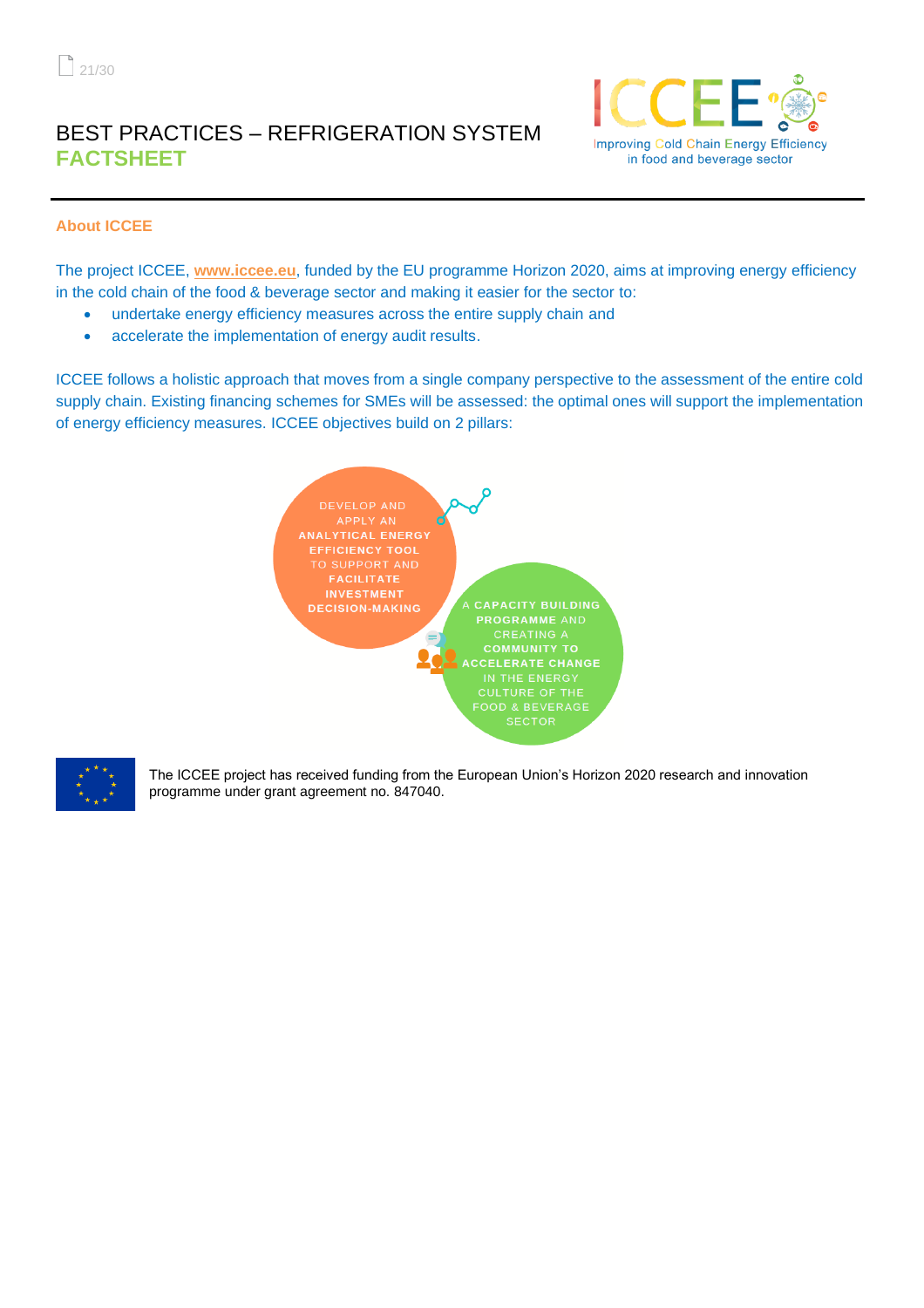# BEST PRACTICES – REFRIGERATION SYSTEM
## FACTSHEET

Improving Cold Chain Energy Efficiency in food and beverage sector

### About ICCEE

The project ICCEE, **www.iccee.eu**, funded by the EU programme Horizon 2020, aims at improving energy efficiency in the cold chain of the food & beverage sector and making it easier for the sector to:

- undertake energy efficiency measures across the entire supply chain and
- accelerate the implementation of energy audit results.

ICCEE follows a holistic approach that moves from a single company perspective to the assessment of the entire cold supply chain. Existing financing schemes for SMEs will be assessed: the optimal ones will support the implementation of energy efficiency measures. ICCEE objectives build on 2 pillars:

DEVELOP AND APPLY AN **ANALYTICAL ENERGY EFFICIENCY TOOL** TO SUPPORT AND **FACILITATE INVESTMENT DECISION-MAKING**

A **CAPACITY BUILDING PROGRAMME** AND CREATING A **COMMUNITY TO ACCELERATE CHANGE** IN THE ENERGY CULTURE OF THE FOOD & BEVERAGE SECTOR

The ICCEE project has received funding from the European Union's Horizon 2020 research and innovation programme under grant agreement no. 847040.